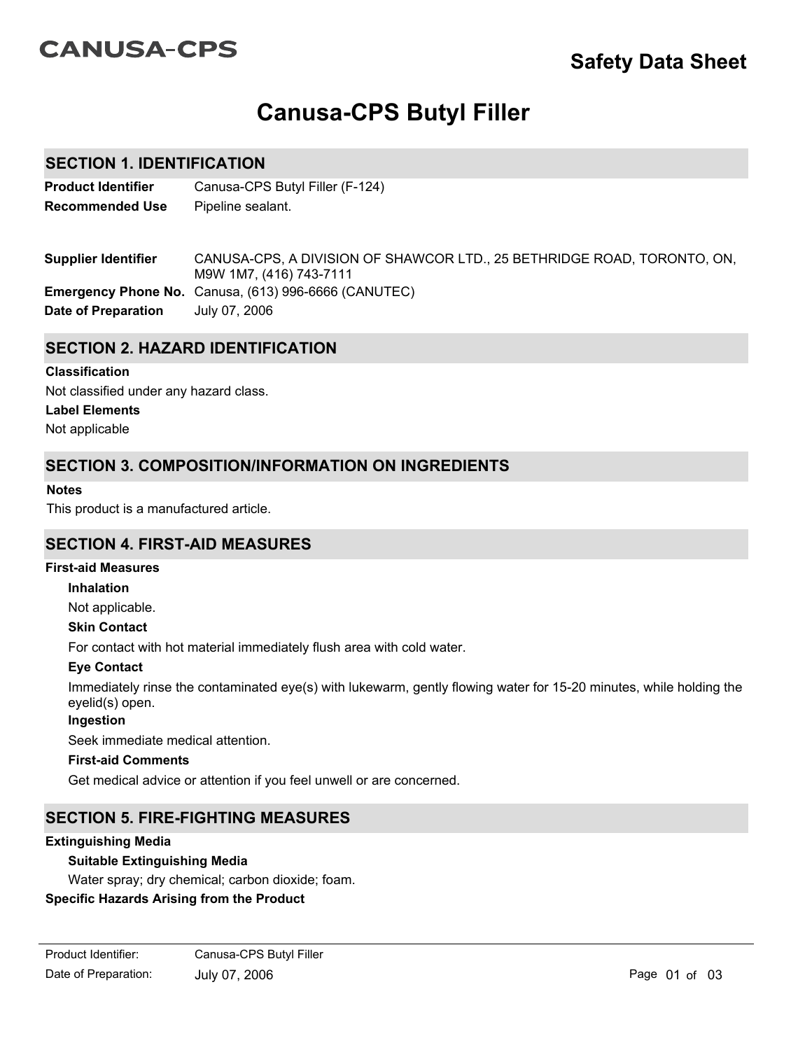CANUSA-CPS

# Safety Data Sheet

# Canusa-CPS Butyl Filler

## SECTION 1. IDENTIFICATION

**Product Identifier** Canusa-CPS Butyl Filler (F-124)

**Recommended Use** Pipeline sealant.

**Supplier Identifier** CANUSA-CPS, A DIVISION OF SHAWCOR LTD., 25 BETHRIDGE ROAD, TORONTO, ON, M9W 1M7, (416) 743-7111

**Emergency Phone No.** Canusa, (613) 996-6666 (CANUTEC)

**Date of Preparation** July 07, 2006

## SECTION 2. HAZARD IDENTIFICATION

**Classification**

Not classified under any hazard class.

**Label Elements**

Not applicable

## SECTION 3. COMPOSITION/INFORMATION ON INGREDIENTS

**Notes**

This product is a manufactured article.

## SECTION 4. FIRST-AID MEASURES

**First-aid Measures**

**Inhalation**

Not applicable.

**Skin Contact**

For contact with hot material immediately flush area with cold water.

**Eye Contact**

Immediately rinse the contaminated eye(s) with lukewarm, gently flowing water for 15-20 minutes, while holding the eyelid(s) open.

**Ingestion**

Seek immediate medical attention.

**First-aid Comments**

Get medical advice or attention if you feel unwell or are concerned.

## SECTION 5. FIRE-FIGHTING MEASURES

**Extinguishing Media**

**Suitable Extinguishing Media**

Water spray; dry chemical; carbon dioxide; foam.

**Specific Hazards Arising from the Product**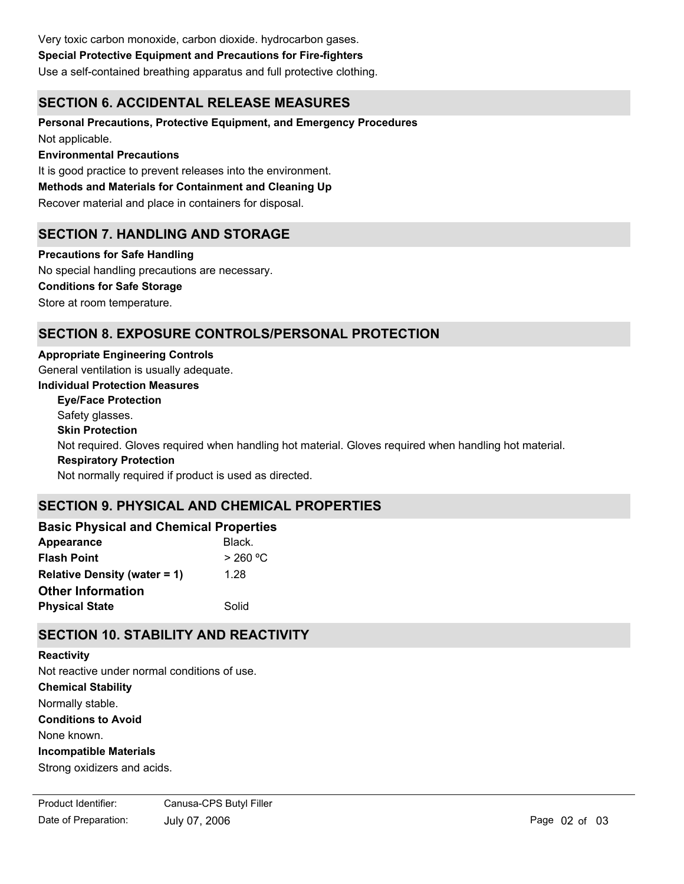Very toxic carbon monoxide, carbon dioxide. hydrocarbon gases.

**Special Protective Equipment and Precautions for Fire-fighters**

Use a self-contained breathing apparatus and full protective clothing.

## SECTION 6. ACCIDENTAL RELEASE MEASURES

**Personal Precautions, Protective Equipment, and Emergency Procedures**

Not applicable.

**Environmental Precautions**

It is good practice to prevent releases into the environment.

**Methods and Materials for Containment and Cleaning Up**

Recover material and place in containers for disposal.

## SECTION 7. HANDLING AND STORAGE

**Precautions for Safe Handling**

No special handling precautions are necessary.

**Conditions for Safe Storage**

Store at room temperature.

## SECTION 8. EXPOSURE CONTROLS/PERSONAL PROTECTION

**Appropriate Engineering Controls**

General ventilation is usually adequate.

**Individual Protection Measures**

**Eye/Face Protection**

Safety glasses.

**Skin Protection**

Not required. Gloves required when handling hot material. Gloves required when handling hot material.

**Respiratory Protection**

Not normally required if product is used as directed.

## SECTION 9. PHYSICAL AND CHEMICAL PROPERTIES

### Basic Physical and Chemical Properties

| | |
|---|---|
| **Appearance** | Black. |
| **Flash Point** | > 260 ºC |
| **Relative Density (water = 1)** | 1.28 |

### Other Information

| | |
|---|---|
| **Physical State** | Solid |

## SECTION 10. STABILITY AND REACTIVITY

**Reactivity**

Not reactive under normal conditions of use.

**Chemical Stability**

Normally stable.

**Conditions to Avoid**

None known.

**Incompatible Materials**

Strong oxidizers and acids.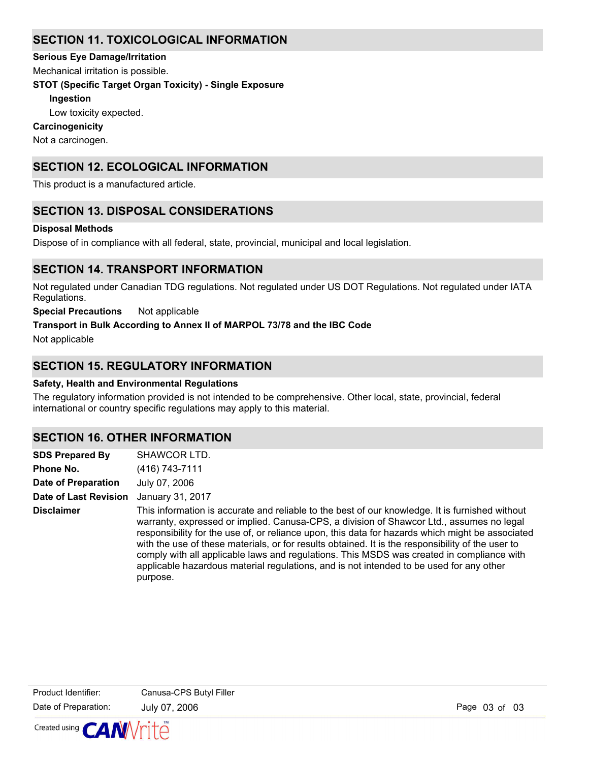## SECTION 11. TOXICOLOGICAL INFORMATION

**Serious Eye Damage/Irritation**

Mechanical irritation is possible.

**STOT (Specific Target Organ Toxicity) - Single Exposure**

**Ingestion**

Low toxicity expected.

**Carcinogenicity**

Not a carcinogen.

## SECTION 12. ECOLOGICAL INFORMATION

This product is a manufactured article.

## SECTION 13. DISPOSAL CONSIDERATIONS

**Disposal Methods**

Dispose of in compliance with all federal, state, provincial, municipal and local legislation.

## SECTION 14. TRANSPORT INFORMATION

Not regulated under Canadian TDG regulations. Not regulated under US DOT Regulations. Not regulated under IATA Regulations.

**Special Precautions** Not applicable

**Transport in Bulk According to Annex II of MARPOL 73/78 and the IBC Code**

Not applicable

## SECTION 15. REGULATORY INFORMATION

**Safety, Health and Environmental Regulations**

The regulatory information provided is not intended to be comprehensive. Other local, state, provincial, federal international or country specific regulations may apply to this material.

## SECTION 16. OTHER INFORMATION

| | |
|---|---|
| **SDS Prepared By** | SHAWCOR LTD. |
| **Phone No.** | (416) 743-7111 |
| **Date of Preparation** | July 07, 2006 |
| **Date of Last Revision** | January 31, 2017 |
| **Disclaimer** | This information is accurate and reliable to the best of our knowledge. It is furnished without warranty, expressed or implied. Canusa-CPS, a division of Shawcor Ltd., assumes no legal responsibility for the use of, or reliance upon, this data for hazards which might be associated with the use of these materials, or for results obtained. It is the responsibility of the user to comply with all applicable laws and regulations. This MSDS was created in compliance with applicable hazardous material regulations, and is not intended to be used for any other purpose. |